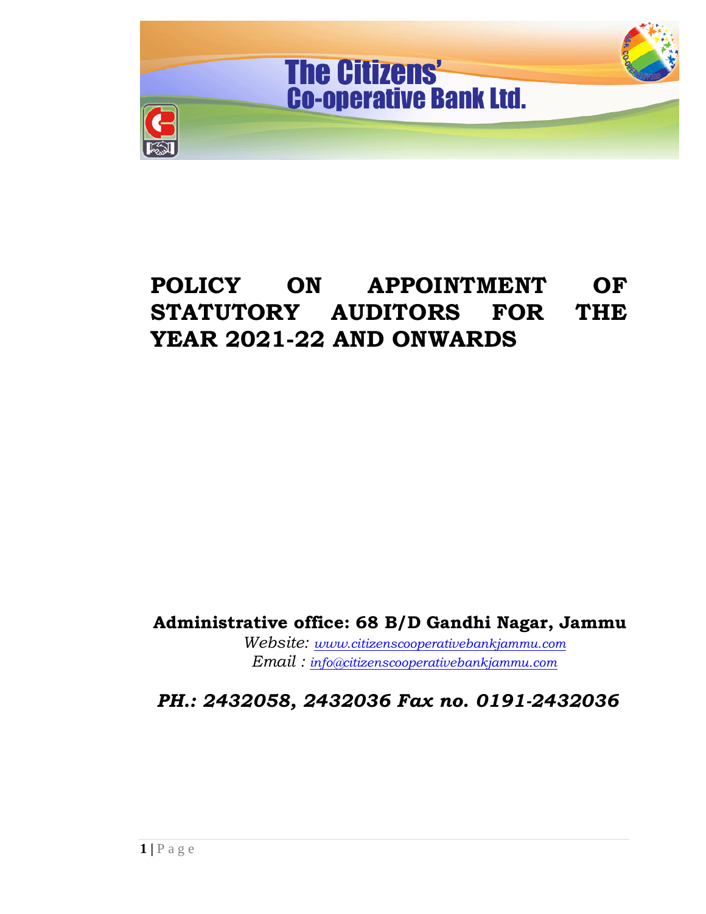The Citizens' Co-operative Bank Ltd.

# POLICY ON APPOINTMENT OF STATUTORY AUDITORS FOR THE YEAR 2021-22 AND ONWARDS

**Administrative office: 68 B/D Gandhi Nagar, Jammu**

*Website: www.citizenscooperativebankjammu.com*

*Email : info@citizenscooperativebankjammu.com*

***PH.: 2432058, 2432036 Fax no. 0191-2432036***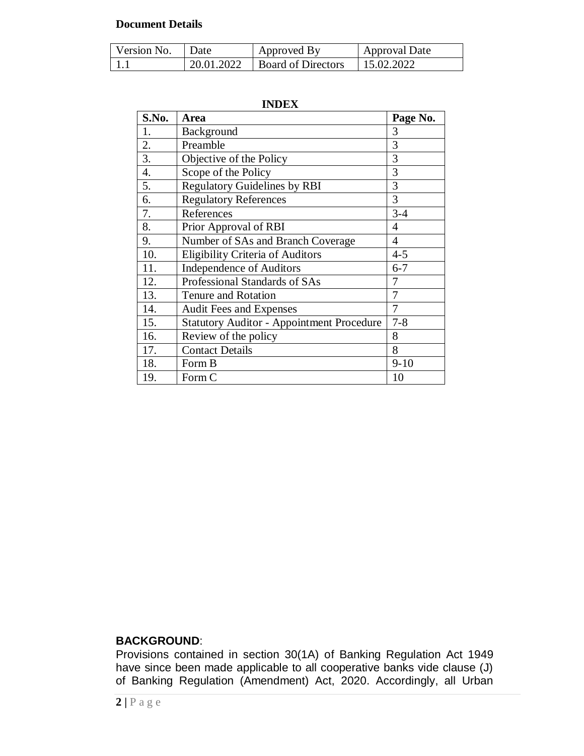**Document Details**

| Version No. | Date | Approved By | Approval Date |
|---|---|---|---|
| 1.1 | 20.01.2022 | Board of Directors | 15.02.2022 |

**INDEX**

| S.No. | Area | Page No. |
|---|---|---|
| 1. | Background | 3 |
| 2. | Preamble | 3 |
| 3. | Objective of the Policy | 3 |
| 4. | Scope of the Policy | 3 |
| 5. | Regulatory Guidelines by RBI | 3 |
| 6. | Regulatory References | 3 |
| 7. | References | 3-4 |
| 8. | Prior Approval of RBI | 4 |
| 9. | Number of SAs and Branch Coverage | 4 |
| 10. | Eligibility Criteria of Auditors | 4-5 |
| 11. | Independence of Auditors | 6-7 |
| 12. | Professional Standards of SAs | 7 |
| 13. | Tenure and Rotation | 7 |
| 14. | Audit Fees and Expenses | 7 |
| 15. | Statutory Auditor - Appointment Procedure | 7-8 |
| 16. | Review of the policy | 8 |
| 17. | Contact Details | 8 |
| 18. | Form B | 9-10 |
| 19. | Form C | 10 |

**BACKGROUND**:

Provisions contained in section 30(1A) of Banking Regulation Act 1949 have since been made applicable to all cooperative banks vide clause (J) of Banking Regulation (Amendment) Act, 2020. Accordingly, all Urban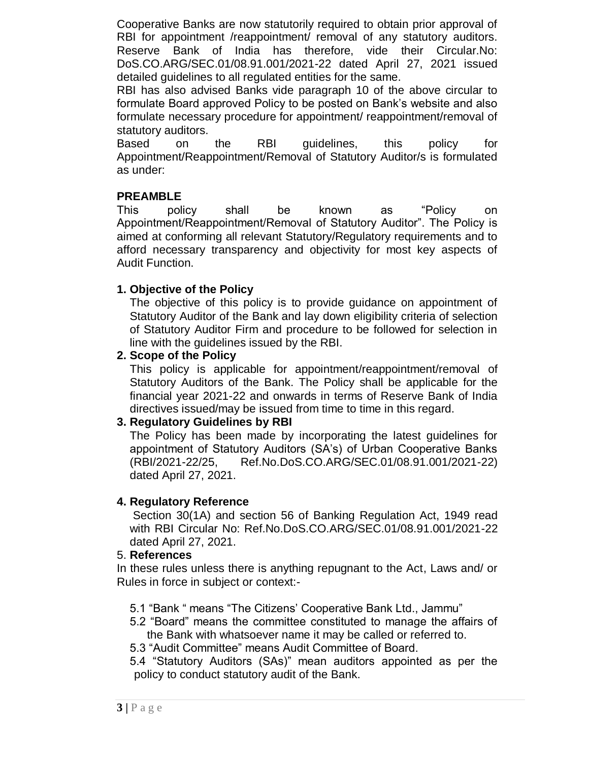Cooperative Banks are now statutorily required to obtain prior approval of RBI for appointment /reappointment/ removal of any statutory auditors. Reserve Bank of India has therefore, vide their Circular.No: DoS.CO.ARG/SEC.01/08.91.001/2021-22 dated April 27, 2021 issued detailed guidelines to all regulated entities for the same.

RBI has also advised Banks vide paragraph 10 of the above circular to formulate Board approved Policy to be posted on Bank's website and also formulate necessary procedure for appointment/ reappointment/removal of statutory auditors.

Based on the RBI guidelines, this policy for Appointment/Reappointment/Removal of Statutory Auditor/s is formulated as under:

## PREAMBLE

This policy shall be known as "Policy on Appointment/Reappointment/Removal of Statutory Auditor". The Policy is aimed at conforming all relevant Statutory/Regulatory requirements and to afford necessary transparency and objectivity for most key aspects of Audit Function.

### 1. Objective of the Policy

The objective of this policy is to provide guidance on appointment of Statutory Auditor of the Bank and lay down eligibility criteria of selection of Statutory Auditor Firm and procedure to be followed for selection in line with the guidelines issued by the RBI.

### 2. Scope of the Policy

This policy is applicable for appointment/reappointment/removal of Statutory Auditors of the Bank. The Policy shall be applicable for the financial year 2021-22 and onwards in terms of Reserve Bank of India directives issued/may be issued from time to time in this regard.

### 3. Regulatory Guidelines by RBI

The Policy has been made by incorporating the latest guidelines for appointment of Statutory Auditors (SA's) of Urban Cooperative Banks (RBI/2021-22/25, Ref.No.DoS.CO.ARG/SEC.01/08.91.001/2021-22) dated April 27, 2021.

### 4. Regulatory Reference

Section 30(1A) and section 56 of Banking Regulation Act, 1949 read with RBI Circular No: Ref.No.DoS.CO.ARG/SEC.01/08.91.001/2021-22 dated April 27, 2021.

### 5. References

In these rules unless there is anything repugnant to the Act, Laws and/ or Rules in force in subject or context:-

5.1 "Bank " means "The Citizens' Cooperative Bank Ltd., Jammu"

5.2 "Board" means the committee constituted to manage the affairs of the Bank with whatsoever name it may be called or referred to.

5.3 "Audit Committee" means Audit Committee of Board.

5.4 "Statutory Auditors (SAs)" mean auditors appointed as per the policy to conduct statutory audit of the Bank.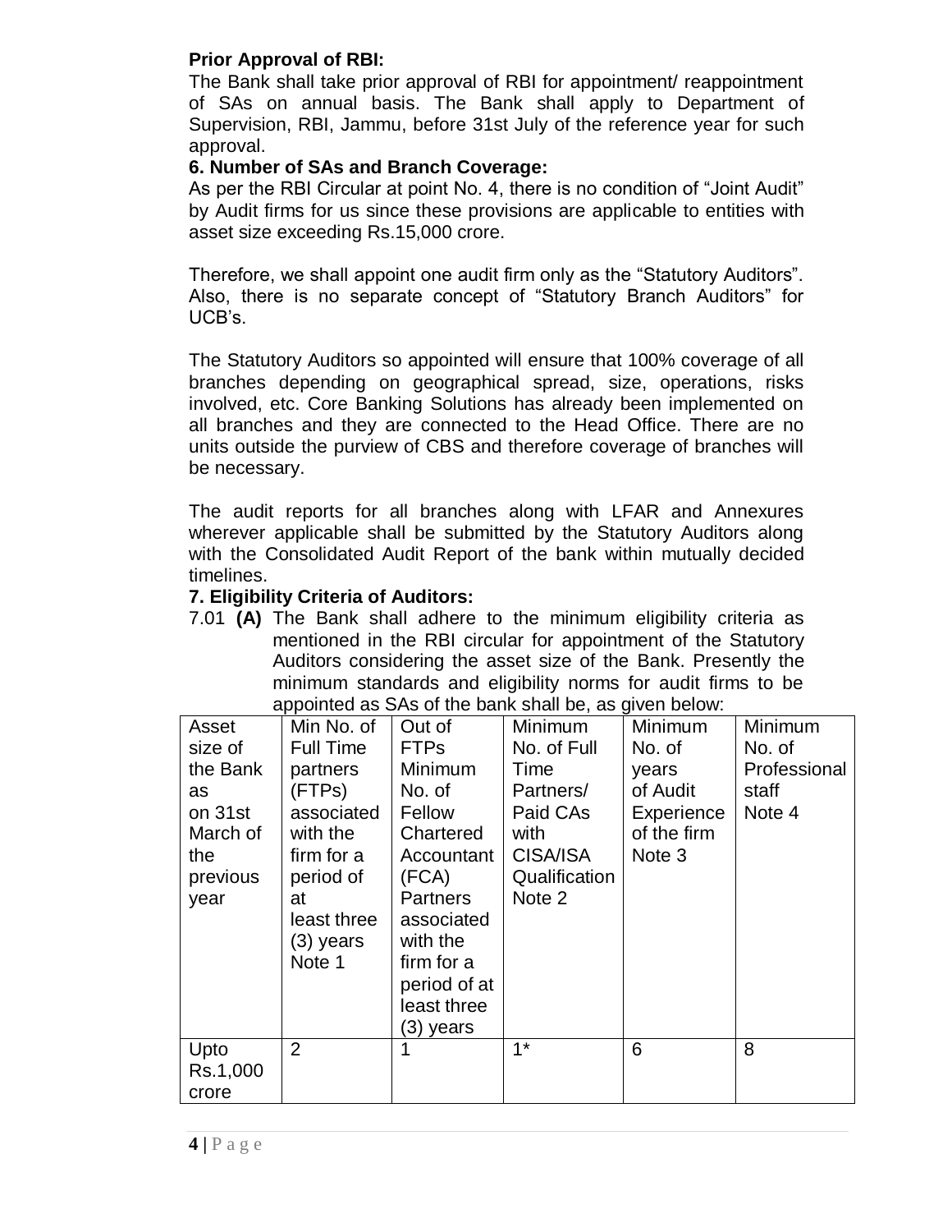**Prior Approval of RBI:**

The Bank shall take prior approval of RBI for appointment/ reappointment of SAs on annual basis. The Bank shall apply to Department of Supervision, RBI, Jammu, before 31st July of the reference year for such approval.

**6. Number of SAs and Branch Coverage:**

As per the RBI Circular at point No. 4, there is no condition of "Joint Audit" by Audit firms for us since these provisions are applicable to entities with asset size exceeding Rs.15,000 crore.

Therefore, we shall appoint one audit firm only as the "Statutory Auditors". Also, there is no separate concept of "Statutory Branch Auditors" for UCB's.

The Statutory Auditors so appointed will ensure that 100% coverage of all branches depending on geographical spread, size, operations, risks involved, etc. Core Banking Solutions has already been implemented on all branches and they are connected to the Head Office. There are no units outside the purview of CBS and therefore coverage of branches will be necessary.

The audit reports for all branches along with LFAR and Annexures wherever applicable shall be submitted by the Statutory Auditors along with the Consolidated Audit Report of the bank within mutually decided timelines.

**7. Eligibility Criteria of Auditors:**

7.01 **(A)** The Bank shall adhere to the minimum eligibility criteria as mentioned in the RBI circular for appointment of the Statutory Auditors considering the asset size of the Bank. Presently the minimum standards and eligibility norms for audit firms to be appointed as SAs of the bank shall be, as given below:

| Asset size of the Bank as on 31st March of the previous year | Min No. of Full Time partners (FTPs) associated with the firm for a period of at least three (3) years Note 1 | Out of FTPs Minimum No. of Fellow Chartered Accountant (FCA) Partners associated with the firm for a period of at least three (3) years | Minimum No. of Full Time Partners/ Paid CAs with CISA/ISA Qualification Note 2 | Minimum No. of years of Audit Experience of the firm Note 3 | Minimum No. of Professional staff Note 4 |
|---|---|---|---|---|---|
| Upto Rs.1,000 crore | 2 | 1 | 1* | 6 | 8 |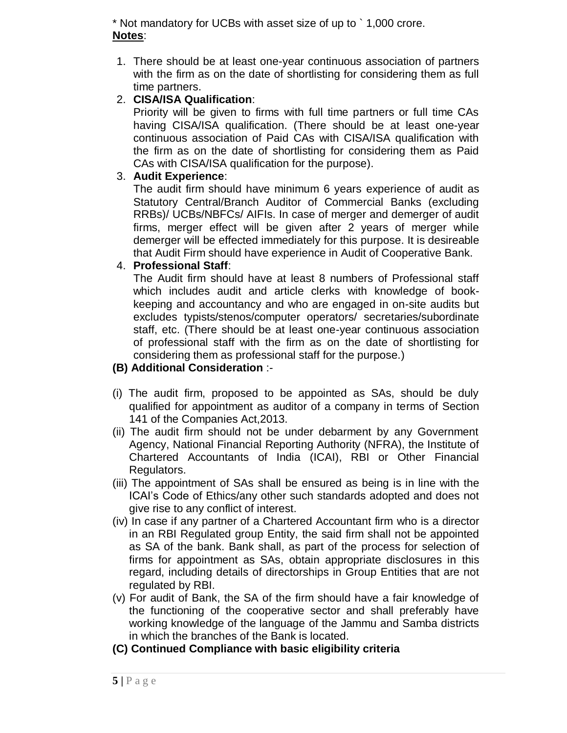* Not mandatory for UCBs with asset size of up to ` 1,000 crore.

**Notes**:

1. There should be at least one-year continuous association of partners with the firm as on the date of shortlisting for considering them as full time partners.
2. **CISA/ISA Qualification**:
   Priority will be given to firms with full time partners or full time CAs having CISA/ISA qualification. (There should be at least one-year continuous association of Paid CAs with CISA/ISA qualification with the firm as on the date of shortlisting for considering them as Paid CAs with CISA/ISA qualification for the purpose).
3. **Audit Experience**:
   The audit firm should have minimum 6 years experience of audit as Statutory Central/Branch Auditor of Commercial Banks (excluding RRBs)/ UCBs/NBFCs/ AIFIs. In case of merger and demerger of audit firms, merger effect will be given after 2 years of merger while demerger will be effected immediately for this purpose. It is desireable that Audit Firm should have experience in Audit of Cooperative Bank.
4. **Professional Staff**:
   The Audit firm should have at least 8 numbers of Professional staff which includes audit and article clerks with knowledge of book-keeping and accountancy and who are engaged in on-site audits but excludes typists/stenos/computer operators/ secretaries/subordinate staff, etc. (There should be at least one-year continuous association of professional staff with the firm as on the date of shortlisting for considering them as professional staff for the purpose.)

**(B) Additional Consideration** :-

(i) The audit firm, proposed to be appointed as SAs, should be duly qualified for appointment as auditor of a company in terms of Section 141 of the Companies Act,2013.

(ii) The audit firm should not be under debarment by any Government Agency, National Financial Reporting Authority (NFRA), the Institute of Chartered Accountants of India (ICAI), RBI or Other Financial Regulators.

(iii) The appointment of SAs shall be ensured as being is in line with the ICAI's Code of Ethics/any other such standards adopted and does not give rise to any conflict of interest.

(iv) In case if any partner of a Chartered Accountant firm who is a director in an RBI Regulated group Entity, the said firm shall not be appointed as SA of the bank. Bank shall, as part of the process for selection of firms for appointment as SAs, obtain appropriate disclosures in this regard, including details of directorships in Group Entities that are not regulated by RBI.

(v) For audit of Bank, the SA of the firm should have a fair knowledge of the functioning of the cooperative sector and shall preferably have working knowledge of the language of the Jammu and Samba districts in which the branches of the Bank is located.

**(C) Continued Compliance with basic eligibility criteria**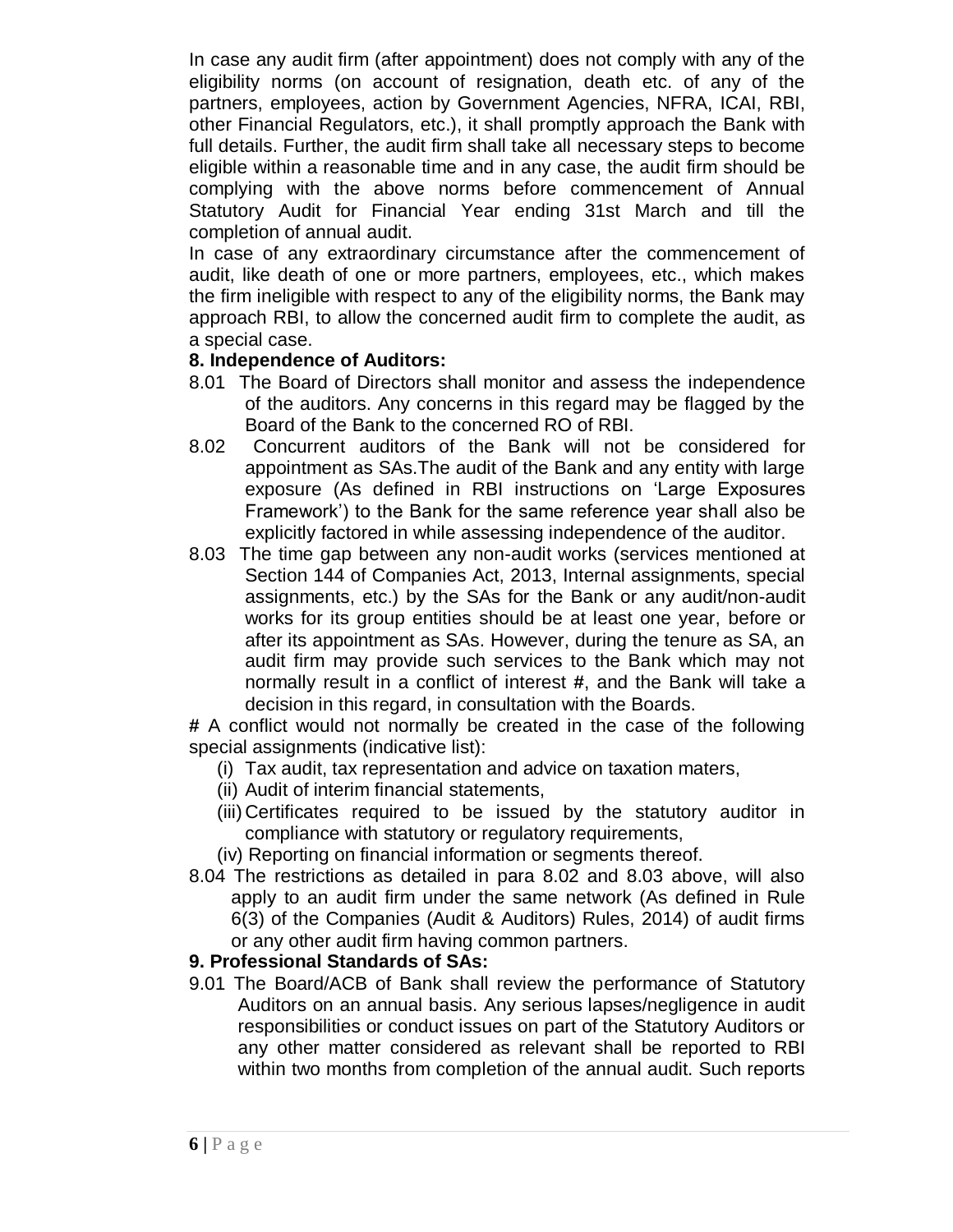In case any audit firm (after appointment) does not comply with any of the eligibility norms (on account of resignation, death etc. of any of the partners, employees, action by Government Agencies, NFRA, ICAI, RBI, other Financial Regulators, etc.), it shall promptly approach the Bank with full details. Further, the audit firm shall take all necessary steps to become eligible within a reasonable time and in any case, the audit firm should be complying with the above norms before commencement of Annual Statutory Audit for Financial Year ending 31st March and till the completion of annual audit.

In case of any extraordinary circumstance after the commencement of audit, like death of one or more partners, employees, etc., which makes the firm ineligible with respect to any of the eligibility norms, the Bank may approach RBI, to allow the concerned audit firm to complete the audit, as a special case.

**8. Independence of Auditors:**

8.01 The Board of Directors shall monitor and assess the independence of the auditors. Any concerns in this regard may be flagged by the Board of the Bank to the concerned RO of RBI.

8.02 Concurrent auditors of the Bank will not be considered for appointment as SAs.The audit of the Bank and any entity with large exposure (As defined in RBI instructions on 'Large Exposures Framework') to the Bank for the same reference year shall also be explicitly factored in while assessing independence of the auditor.

8.03 The time gap between any non-audit works (services mentioned at Section 144 of Companies Act, 2013, Internal assignments, special assignments, etc.) by the SAs for the Bank or any audit/non-audit works for its group entities should be at least one year, before or after its appointment as SAs. However, during the tenure as SA, an audit firm may provide such services to the Bank which may not normally result in a conflict of interest #, and the Bank will take a decision in this regard, in consultation with the Boards.

# A conflict would not normally be created in the case of the following special assignments (indicative list):

(i) Tax audit, tax representation and advice on taxation maters,
(ii) Audit of interim financial statements,
(iii) Certificates required to be issued by the statutory auditor in compliance with statutory or regulatory requirements,
(iv) Reporting on financial information or segments thereof.

8.04 The restrictions as detailed in para 8.02 and 8.03 above, will also apply to an audit firm under the same network (As defined in Rule 6(3) of the Companies (Audit & Auditors) Rules, 2014) of audit firms or any other audit firm having common partners.

**9. Professional Standards of SAs:**

9.01 The Board/ACB of Bank shall review the performance of Statutory Auditors on an annual basis. Any serious lapses/negligence in audit responsibilities or conduct issues on part of the Statutory Auditors or any other matter considered as relevant shall be reported to RBI within two months from completion of the annual audit. Such reports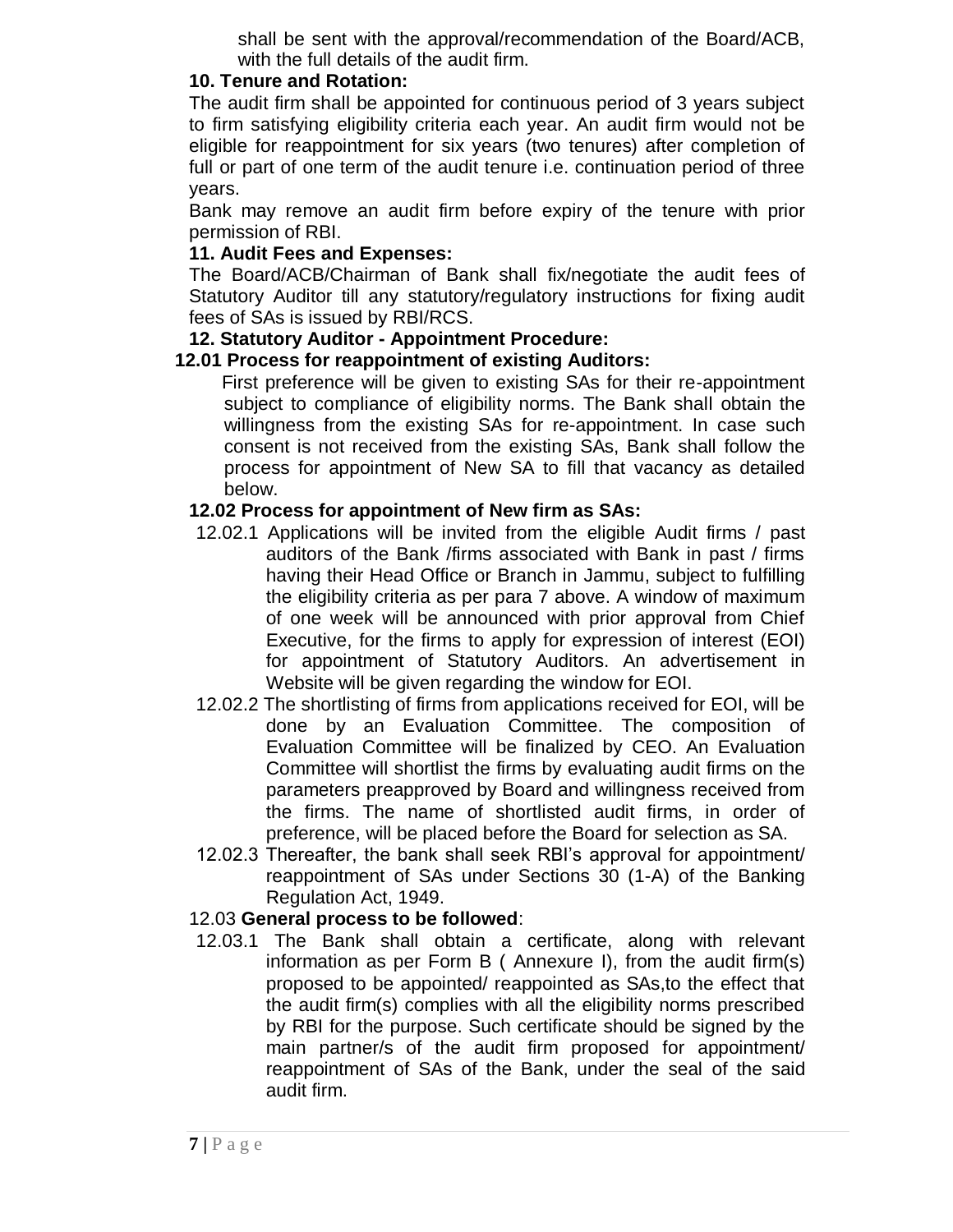shall be sent with the approval/recommendation of the Board/ACB, with the full details of the audit firm.

**10. Tenure and Rotation:**

The audit firm shall be appointed for continuous period of 3 years subject to firm satisfying eligibility criteria each year. An audit firm would not be eligible for reappointment for six years (two tenures) after completion of full or part of one term of the audit tenure i.e. continuation period of three years.

Bank may remove an audit firm before expiry of the tenure with prior permission of RBI.

**11. Audit Fees and Expenses:**

The Board/ACB/Chairman of Bank shall fix/negotiate the audit fees of Statutory Auditor till any statutory/regulatory instructions for fixing audit fees of SAs is issued by RBI/RCS.

**12. Statutory Auditor - Appointment Procedure:**

**12.01 Process for reappointment of existing Auditors:**

First preference will be given to existing SAs for their re-appointment subject to compliance of eligibility norms. The Bank shall obtain the willingness from the existing SAs for re-appointment. In case such consent is not received from the existing SAs, Bank shall follow the process for appointment of New SA to fill that vacancy as detailed below.

**12.02 Process for appointment of New firm as SAs:**

12.02.1 Applications will be invited from the eligible Audit firms / past auditors of the Bank /firms associated with Bank in past / firms having their Head Office or Branch in Jammu, subject to fulfilling the eligibility criteria as per para 7 above. A window of maximum of one week will be announced with prior approval from Chief Executive, for the firms to apply for expression of interest (EOI) for appointment of Statutory Auditors. An advertisement in Website will be given regarding the window for EOI.

12.02.2 The shortlisting of firms from applications received for EOI, will be done by an Evaluation Committee. The composition of Evaluation Committee will be finalized by CEO. An Evaluation Committee will shortlist the firms by evaluating audit firms on the parameters preapproved by Board and willingness received from the firms. The name of shortlisted audit firms, in order of preference, will be placed before the Board for selection as SA.

12.02.3 Thereafter, the bank shall seek RBI's approval for appointment/ reappointment of SAs under Sections 30 (1-A) of the Banking Regulation Act, 1949.

12.03 **General process to be followed**:

12.03.1 The Bank shall obtain a certificate, along with relevant information as per Form B ( Annexure I), from the audit firm(s) proposed to be appointed/ reappointed as SAs,to the effect that the audit firm(s) complies with all the eligibility norms prescribed by RBI for the purpose. Such certificate should be signed by the main partner/s of the audit firm proposed for appointment/ reappointment of SAs of the Bank, under the seal of the said audit firm.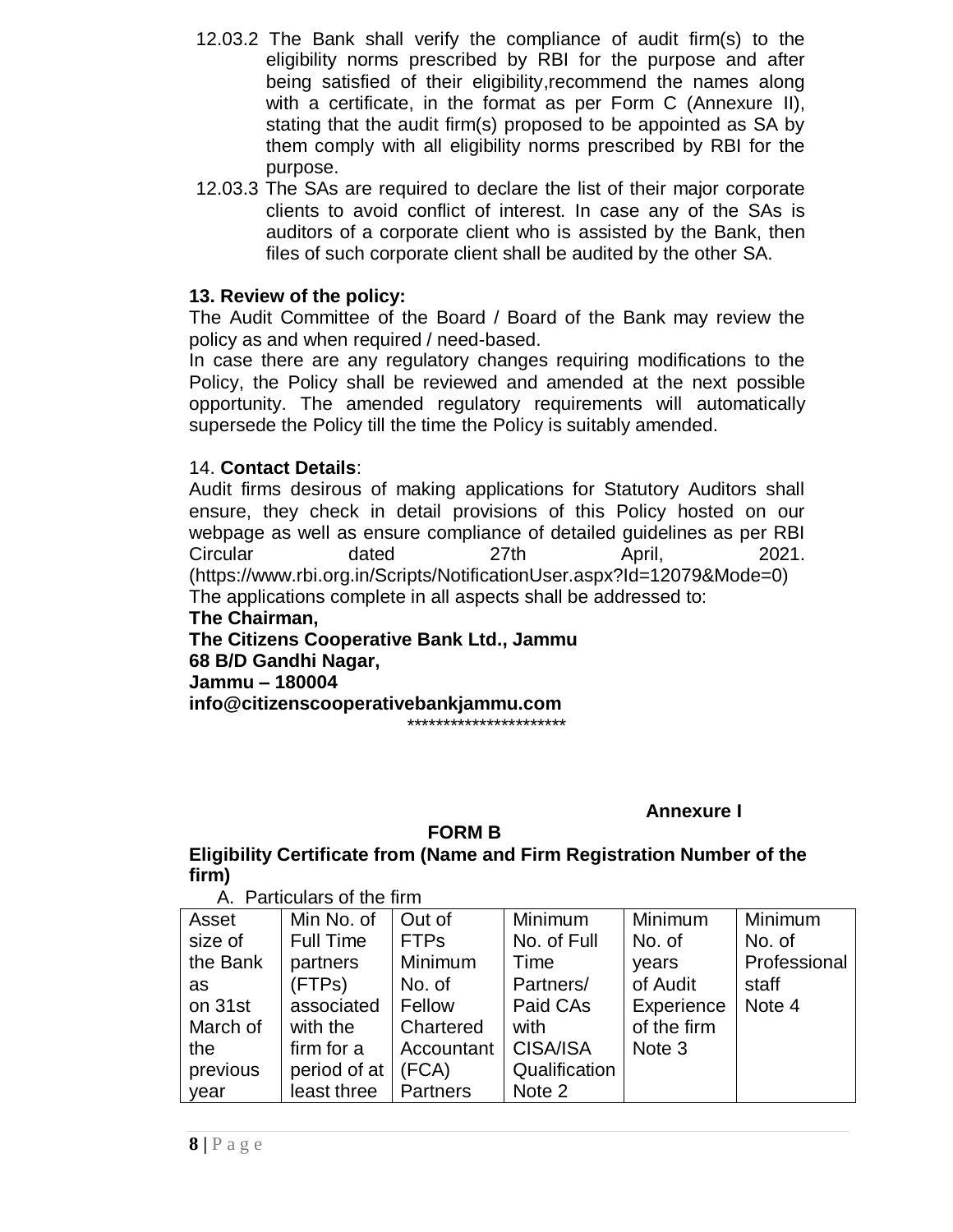12.03.2 The Bank shall verify the compliance of audit firm(s) to the eligibility norms prescribed by RBI for the purpose and after being satisfied of their eligibility,recommend the names along with a certificate, in the format as per Form C (Annexure II), stating that the audit firm(s) proposed to be appointed as SA by them comply with all eligibility norms prescribed by RBI for the purpose.

12.03.3 The SAs are required to declare the list of their major corporate clients to avoid conflict of interest. In case any of the SAs is auditors of a corporate client who is assisted by the Bank, then files of such corporate client shall be audited by the other SA.

**13. Review of the policy:**

The Audit Committee of the Board / Board of the Bank may review the policy as and when required / need-based.

In case there are any regulatory changes requiring modifications to the Policy, the Policy shall be reviewed and amended at the next possible opportunity. The amended regulatory requirements will automatically supersede the Policy till the time the Policy is suitably amended.

14. **Contact Details**:

Audit firms desirous of making applications for Statutory Auditors shall ensure, they check in detail provisions of this Policy hosted on our webpage as well as ensure compliance of detailed guidelines as per RBI Circular dated 27th April, 2021. (https://www.rbi.org.in/Scripts/NotificationUser.aspx?Id=12079&Mode=0)

The applications complete in all aspects shall be addressed to:

**The Chairman,**
**The Citizens Cooperative Bank Ltd., Jammu**
**68 B/D Gandhi Nagar,**
**Jammu – 180004**
**info@citizenscooperativebankjammu.com**

**********************

**Annexure I**

**FORM B**

**Eligibility Certificate from (Name and Firm Registration Number of the firm)**

A. Particulars of the firm

| Asset size of the Bank as on 31st March of the previous year | Min No. of Full Time partners (FTPs) associated with the firm for a period of at least three | Out of FTPs Minimum No. of Fellow Chartered Accountant (FCA) Partners | Minimum No. of Full Time Partners/ Paid CAs with CISA/ISA Qualification Note 2 | Minimum No. of years of Audit Experience of the firm Note 3 | Minimum No. of Professional staff Note 4 |
|---|---|---|---|---|---|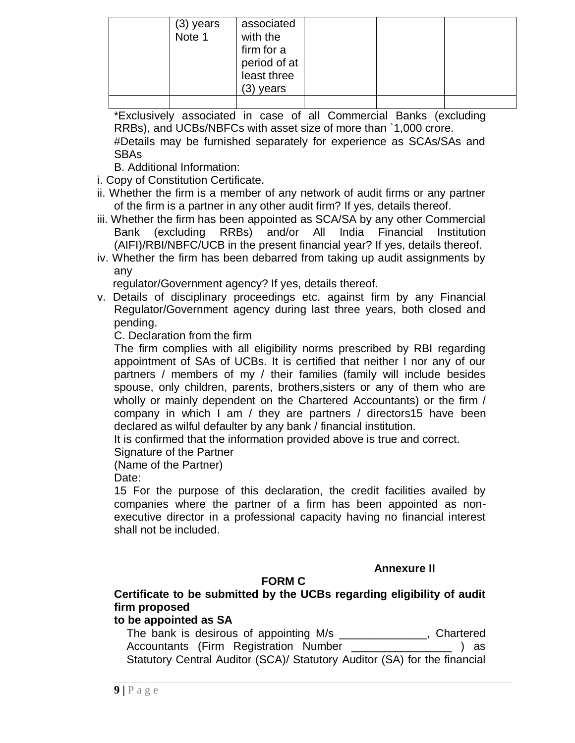|  | (3) years Note 1 | associated with the firm for a period of at least three (3) years |  |  |  |
|---|---|---|---|---|---|
|  |  |  |  |  |  |

*Exclusively associated in case of all Commercial Banks (excluding RRBs), and UCBs/NBFCs with asset size of more than `1,000 crore.

#Details may be furnished separately for experience as SCAs/SAs and SBAs

B. Additional Information:

i. Copy of Constitution Certificate.

ii. Whether the firm is a member of any network of audit firms or any partner of the firm is a partner in any other audit firm? If yes, details thereof.

iii. Whether the firm has been appointed as SCA/SA by any other Commercial Bank (excluding RRBs) and/or All India Financial Institution (AIFI)/RBI/NBFC/UCB in the present financial year? If yes, details thereof.

iv. Whether the firm has been debarred from taking up audit assignments by any regulator/Government agency? If yes, details thereof.

v. Details of disciplinary proceedings etc. against firm by any Financial Regulator/Government agency during last three years, both closed and pending.

C. Declaration from the firm

The firm complies with all eligibility norms prescribed by RBI regarding appointment of SAs of UCBs. It is certified that neither I nor any of our partners / members of my / their families (family will include besides spouse, only children, parents, brothers,sisters or any of them who are wholly or mainly dependent on the Chartered Accountants) or the firm / company in which I am / they are partners / directors[15] have been declared as wilful defaulter by any bank / financial institution.

It is confirmed that the information provided above is true and correct.

Signature of the Partner

(Name of the Partner)

Date:

15 For the purpose of this declaration, the credit facilities availed by companies where the partner of a firm has been appointed as non-executive director in a professional capacity having no financial interest shall not be included.

**Annexure II**

**FORM C**

**Certificate to be submitted by the UCBs regarding eligibility of audit firm proposed to be appointed as SA**

The bank is desirous of appointing M/s ______________, Chartered Accountants (Firm Registration Number ________________ ) as Statutory Central Auditor (SCA)/ Statutory Auditor (SA) for the financial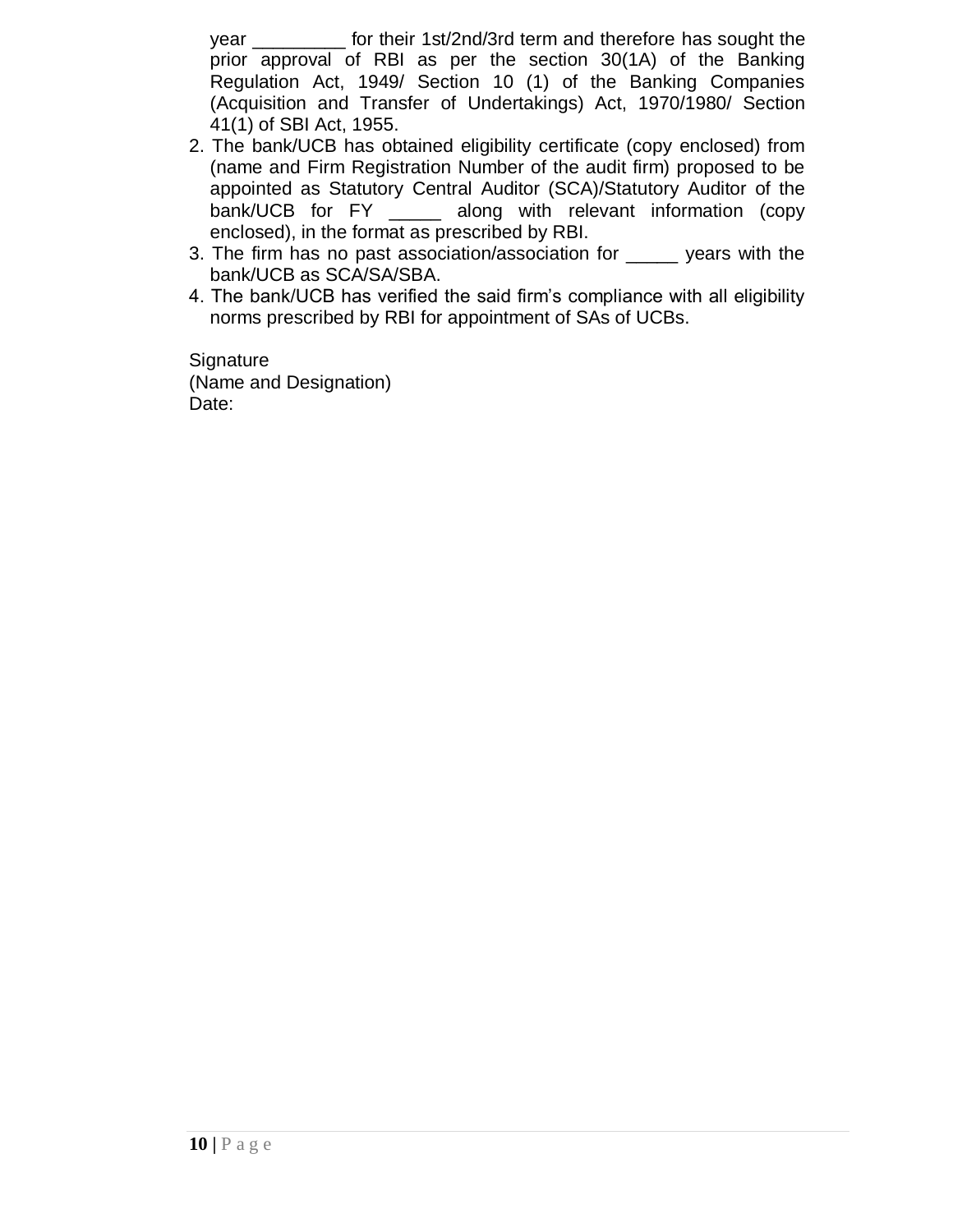year _________ for their 1st/2nd/3rd term and therefore has sought the prior approval of RBI as per the section 30(1A) of the Banking Regulation Act, 1949/ Section 10 (1) of the Banking Companies (Acquisition and Transfer of Undertakings) Act, 1970/1980/ Section 41(1) of SBI Act, 1955.

2. The bank/UCB has obtained eligibility certificate (copy enclosed) from (name and Firm Registration Number of the audit firm) proposed to be appointed as Statutory Central Auditor (SCA)/Statutory Auditor of the bank/UCB for FY _____ along with relevant information (copy enclosed), in the format as prescribed by RBI.
3. The firm has no past association/association for _____ years with the bank/UCB as SCA/SA/SBA.
4. The bank/UCB has verified the said firm's compliance with all eligibility norms prescribed by RBI for appointment of SAs of UCBs.

Signature
(Name and Designation)
Date: